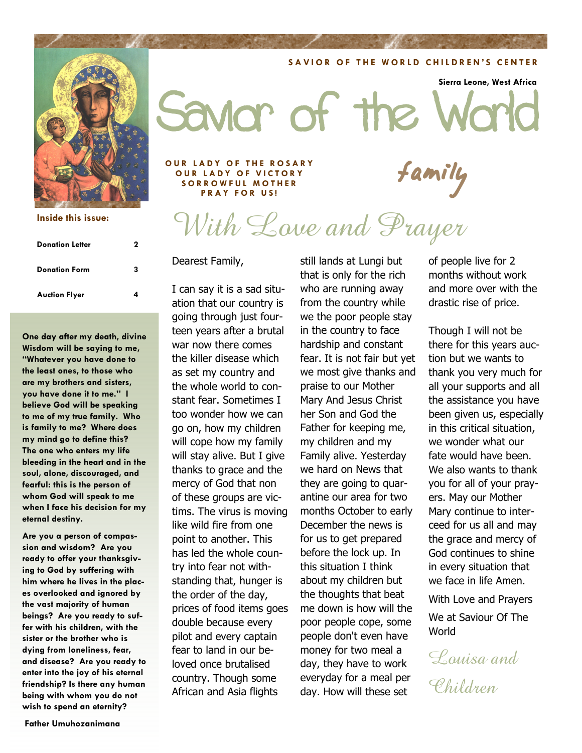SAVIOR OF THE WORLD CHILDREN'S CENTER

Sierra Leone, West Africa

# Savior of the World

**OUR LADY OF THE ROSARY**
**OUR LADY OF VICTORY**
**SORROWFUL MOTHER**
**PRAY FOR US!**

*family*

**Inside this issue:**

| | |
|---|---|
| **Donation Letter** | **2** |
| **Donation Form** | **3** |
| **Auction Flyer** | **4** |

**One day after my death, divine Wisdom will be saying to me, "Whatever you have done to the least ones, to those who are my brothers and sisters, you have done it to me." I believe God will be speaking to me of my true family. Who is family to me? Where does my mind go to define this? The one who enters my life bleeding in the heart and in the soul, alone, discouraged, and fearful: this is the person of whom God will speak to me when I face his decision for my eternal destiny.**

**Are you a person of compassion and wisdom? Are you ready to offer your thanksgiving to God by suffering with him where he lives in the places overlooked and ignored by the vast majority of human beings? Are you ready to suffer with his children, with the sister or the brother who is dying from loneliness, fear, and disease? Are you ready to enter into the joy of his eternal friendship? Is there any human being with whom you do not wish to spend an eternity?**

**Father Umuhozanimana**

## *With Love and Prayer*

Dearest Family,

I can say it is a sad situation that our country is going through just fourteen years after a brutal war now there comes the killer disease which as set my country and the whole world to constant fear. Sometimes I too wonder how we can go on, how my children will cope how my family will stay alive. But I give thanks to grace and the mercy of God that non of these groups are victims. The virus is moving like wild fire from one point to another. This has led the whole country into fear not withstanding that, hunger is the order of the day, prices of food items goes double because every pilot and every captain fear to land in our beloved once brutalised country. Though some African and Asia flights still lands at Lungi but that is only for the rich who are running away from the country while we the poor people stay in the country to face hardship and constant fear. It is not fair but yet we most give thanks and praise to our Mother Mary And Jesus Christ her Son and God the Father for keeping me, my children and my Family alive. Yesterday we hard on News that they are going to quarantine our area for two months October to early December the news is for us to get prepared before the lock up. In this situation I think about my children but the thoughts that beat me down is how will the poor people cope, some people don't even have money for two meal a day, they have to work everyday for a meal per day. How will these set of people live for 2 months without work and more over with the drastic rise of price.

Though I will not be there for this years auction but we wants to thank you very much for all your supports and all the assistance you have been given us, especially in this critical situation, we wonder what our fate would have been. We also wants to thank you for all of your prayers. May our Mother Mary continue to intercede for us all and may the grace and mercy of God continues to shine in every situation that we face in life Amen.

With Love and Prayers

We at Saviour Of The World

*Louisa and Children*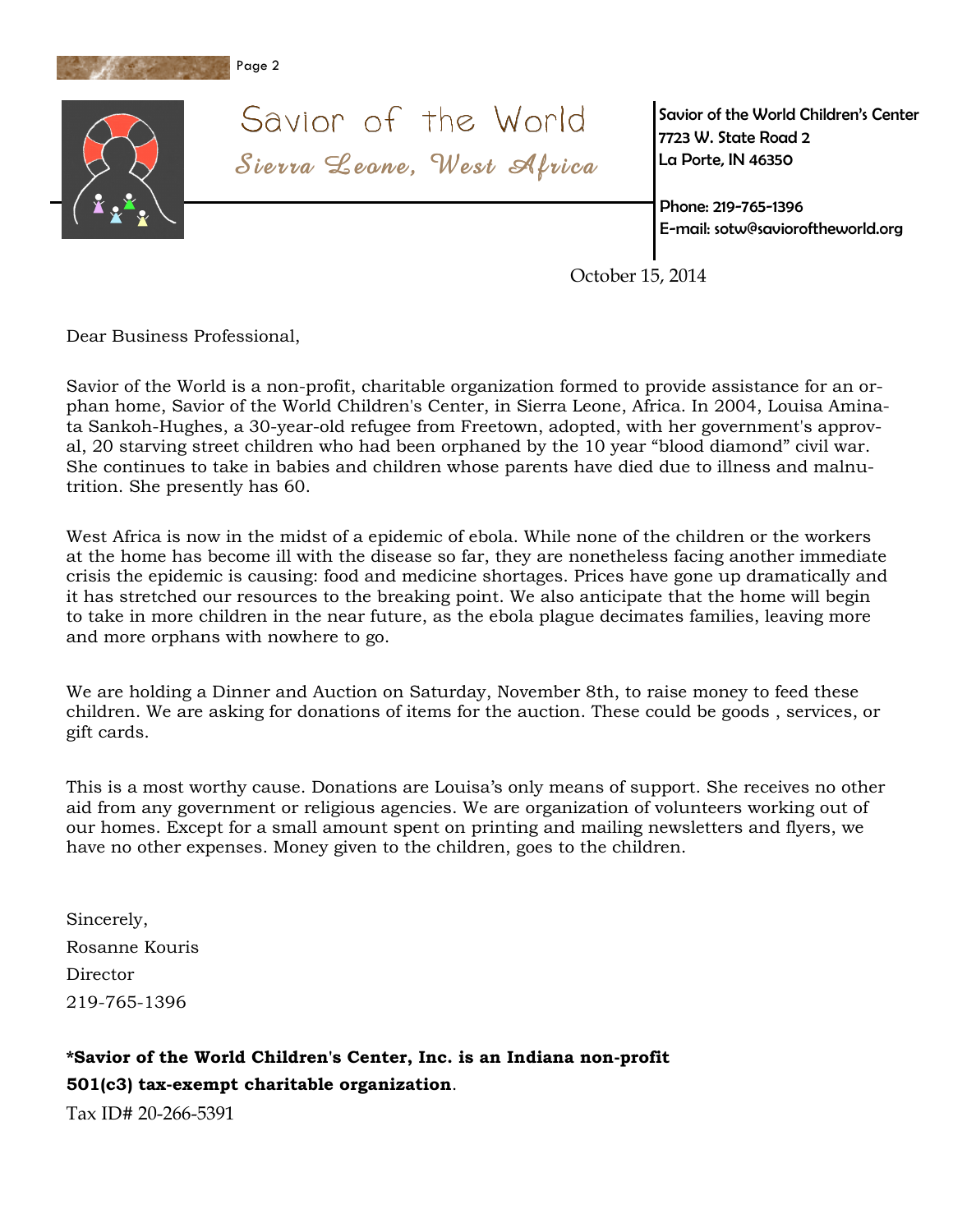# Savior of the World

## *Sierra Leone, West Africa*

Savior of the World Children's Center
7723 W. State Road 2
La Porte, IN 46350

Phone: 219-765-1396
E-mail: sotw@savioroftheworld.org

October 15, 2014

Dear Business Professional,

Savior of the World is a non-profit, charitable organization formed to provide assistance for an orphan home, Savior of the World Children's Center, in Sierra Leone, Africa. In 2004, Louisa Aminata Sankoh-Hughes, a 30-year-old refugee from Freetown, adopted, with her government's approval, 20 starving street children who had been orphaned by the 10 year "blood diamond" civil war. She continues to take in babies and children whose parents have died due to illness and malnutrition. She presently has 60.

West Africa is now in the midst of a epidemic of ebola. While none of the children or the workers at the home has become ill with the disease so far, they are nonetheless facing another immediate crisis the epidemic is causing: food and medicine shortages. Prices have gone up dramatically and it has stretched our resources to the breaking point. We also anticipate that the home will begin to take in more children in the near future, as the ebola plague decimates families, leaving more and more orphans with nowhere to go.

We are holding a Dinner and Auction on Saturday, November 8th, to raise money to feed these children. We are asking for donations of items for the auction. These could be goods , services, or gift cards.

This is a most worthy cause. Donations are Louisa's only means of support. She receives no other aid from any government or religious agencies. We are organization of volunteers working out of our homes. Except for a small amount spent on printing and mailing newsletters and flyers, we have no other expenses. Money given to the children, goes to the children.

Sincerely,
Rosanne Kouris
Director
219-765-1396

**\*Savior of the World Children's Center, Inc. is an Indiana non-profit 501(c3) tax-exempt charitable organization**.

Tax ID# 20-266-5391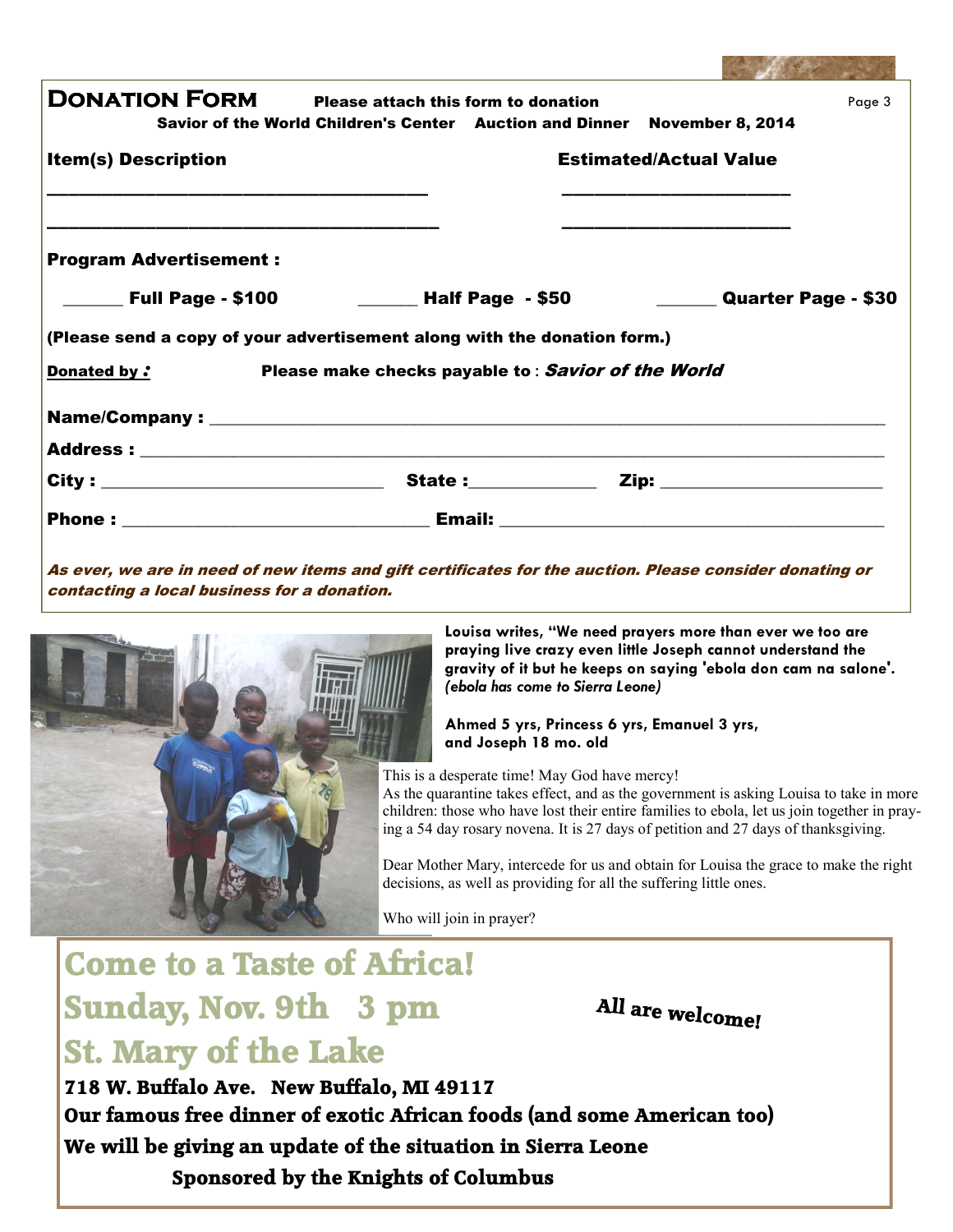## Donation Form

**Please attach this form to donation**

**Savior of the World Children's Center Auction and Dinner November 8, 2014**

**Item(s) Description** | **Estimated/Actual Value**

_______________________________________ _______________________

_______________________________________ _______________________

**Program Advertisement :**

______ **Full Page - $100** ______ **Half Page - $50** ______ **Quarter Page - $30**

**(Please send a copy of your advertisement along with the donation form.)**

**Donated by :** **Please make checks payable to** : ***Savior of the World***

**Name/Company :** _______________________________________________

**Address :** _______________________________________________

**City :** _____________________ **State :**__________ **Zip:** ________________

**Phone :** _____________________ **Email:** ____________________________

***As ever, we are in need of new items and gift certificates for the auction. Please consider donating or contacting a local business for a donation.***

**Louisa writes, "We need prayers more than ever we too are praying live crazy even little Joseph cannot understand the gravity of it but he keeps on saying 'ebola don cam na salone'.** ***(ebola has come to Sierra Leone)***

**Ahmed 5 yrs, Princess 6 yrs, Emanuel 3 yrs, and Joseph 18 mo. old**

This is a desperate time! May God have mercy!

As the quarantine takes effect, and as the government is asking Louisa to take in more children: those who have lost their entire families to ebola, let us join together in praying a 54 day rosary novena. It is 27 days of petition and 27 days of thanksgiving.

Dear Mother Mary, intercede for us and obtain for Louisa the grace to make the right decisions, as well as providing for all the suffering little ones.

Who will join in prayer?

## Come to a Taste of Africa!
## Sunday, Nov. 9th 3 pm
## St. Mary of the Lake

**All are welcome!**

**718 W. Buffalo Ave. New Buffalo, MI 49117**

**Our famous free dinner of exotic African foods (and some American too)**

**We will be giving an update of the situation in Sierra Leone**

**Sponsored by the Knights of Columbus**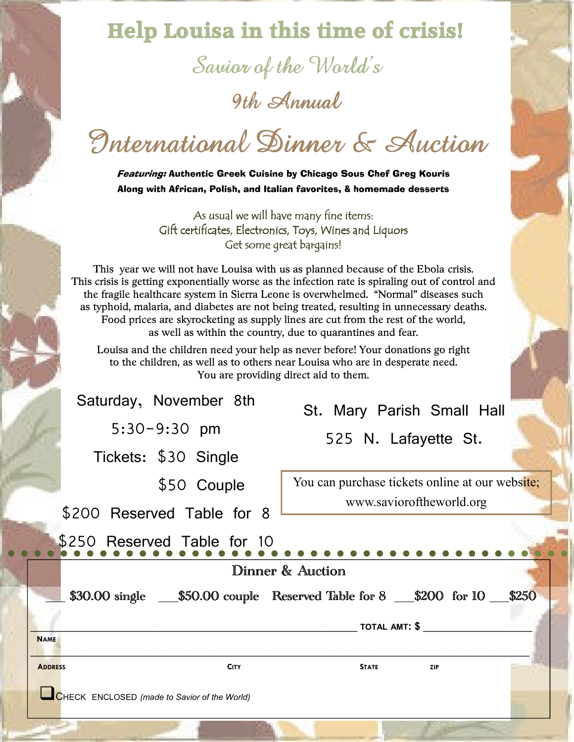# Help Louisa in this time of crisis!

## Savior of the World's

## 9th Annual

# International Dinner & Auction

***Featuring:*** **Authentic Greek Cuisine by Chicago Sous Chef Greg Kouris**
**Along with African, Polish, and Italian favorites, & homemade desserts**

As usual we will have many fine items:
Gift certificates, Electronics, Toys, Wines and Liquors
Get some great bargains!

This year we will not have Louisa with us as planned because of the Ebola crisis. This crisis is getting exponentially worse as the infection rate is spiraling out of control and the fragile healthcare system in Sierra Leone is overwhelmed. "Normal" diseases such as typhoid, malaria, and diabetes are not being treated, resulting in unnecessary deaths. Food prices are skyrocketing as supply lines are cut from the rest of the world, as well as within the country, due to quarantines and fear.

Louisa and the children need your help as never before! Your donations go right to the children, as well as to others near Louisa who are in desperate need. You are providing direct aid to them.

Saturday, November 8th

5:30-9:30 pm

Tickets: $30 Single

$50 Couple

$200 Reserved Table for 8

$250 Reserved Table for 10

St. Mary Parish Small Hall

525 N. Lafayette St.

You can purchase tickets online at our website;
www.savioroftheworld.org

---

Dinner & Auction

___ $30.00 single ___$50.00 couple Reserved Table for 8 ___$200 for 10 ___$250

______________________________ TOTAL AMT: $ ______________

NAME

______________________________

ADDRESS CITY STATE ZIP

☐ CHECK ENCLOSED *(made to Savior of the World)*